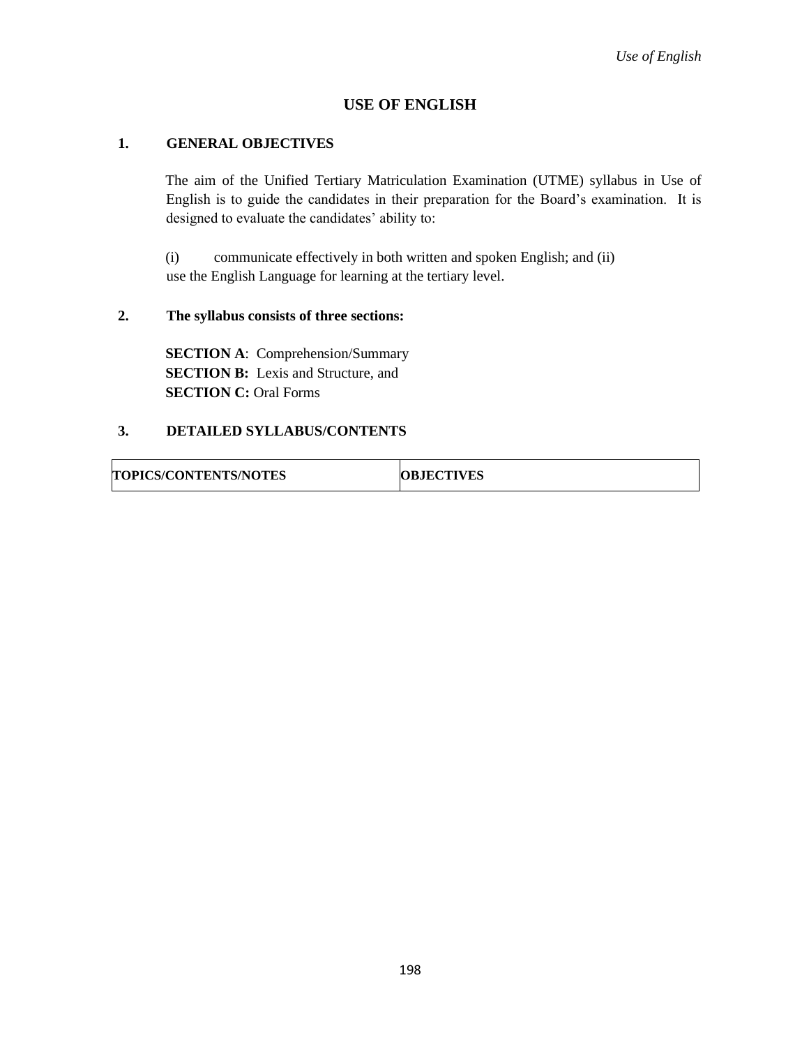# USE OF ENGLISH

## 1. GENERAL OBJECTIVES

The aim of the Unified Tertiary Matriculation Examination (UTME) syllabus in Use of English is to guide the candidates in their preparation for the Board's examination. It is designed to evaluate the candidates' ability to:

(i) communicate effectively in both written and spoken English; and (ii) use the English Language for learning at the tertiary level.

## 2. The syllabus consists of three sections:

**SECTION A**: Comprehension/Summary
**SECTION B:** Lexis and Structure, and
**SECTION C:** Oral Forms

## 3. DETAILED SYLLABUS/CONTENTS

| TOPICS/CONTENTS/NOTES | OBJECTIVES |
|---|---|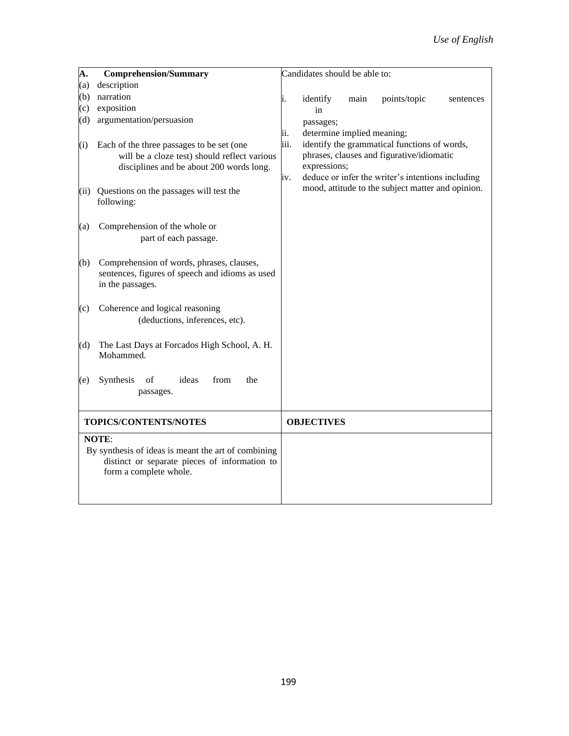| | |
|---|---|
| **A. Comprehension/Summary**<br>(a) description<br>(b) narration<br>(c) exposition<br>(d) argumentation/persuasion<br><br>(i) Each of the three passages to be set (one will be a cloze test) should reflect various disciplines and be about 200 words long.<br><br>(ii) Questions on the passages will test the following:<br><br>(a) Comprehension of the whole or part of each passage.<br><br>(b) Comprehension of words, phrases, clauses, sentences, figures of speech and idioms as used in the passages.<br><br>(c) Coherence and logical reasoning (deductions, inferences, etc).<br><br>(d) The Last Days at Forcados High School, A. H. Mohammed.<br><br>(e) Synthesis of ideas from the passages. | Candidates should be able to:<br><br>i. identify main points/topic sentences in passages;<br>ii. determine implied meaning;<br>iii. identify the grammatical functions of words, phrases, clauses and figurative/idiomatic expressions;<br>iv. deduce or infer the writer's intentions including mood, attitude to the subject matter and opinion. |
| **TOPICS/CONTENTS/NOTES** | **OBJECTIVES** |
| **NOTE**:<br>By synthesis of ideas is meant the art of combining distinct or separate pieces of information to form a complete whole. | |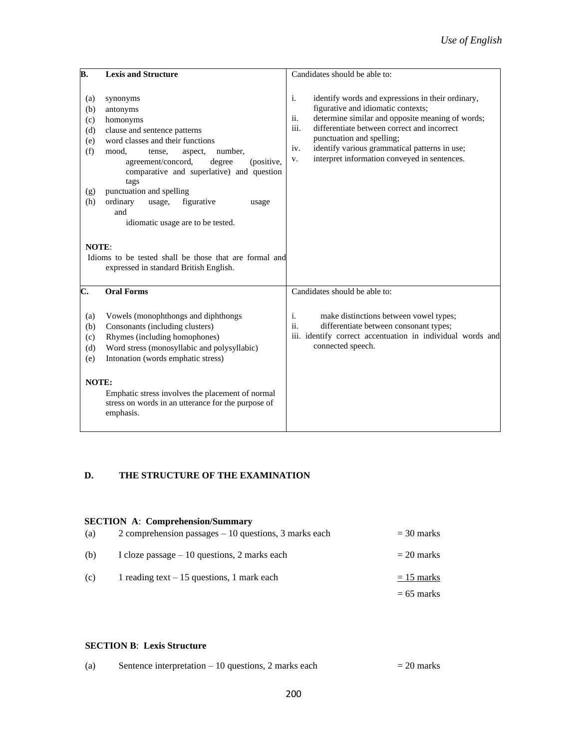| B. **Lexis and Structure** | Candidates should be able to: |
|---|---|
| (a) synonyms<br>(b) antonyms<br>(c) homonyms<br>(d) clause and sentence patterns<br>(e) word classes and their functions<br>(f) mood, tense, aspect, number, agreement/concord, degree (positive, comparative and superlative) and question tags<br>(g) punctuation and spelling<br>(h) ordinary usage, figurative usage and idiomatic usage are to be tested.<br><br>**NOTE**:<br>Idioms to be tested shall be those that are formal and expressed in standard British English. | i. identify words and expressions in their ordinary, figurative and idiomatic contexts;<br>ii. determine similar and opposite meaning of words;<br>iii. differentiate between correct and incorrect punctuation and spelling;<br>iv. identify various grammatical patterns in use;<br>v. interpret information conveyed in sentences. |
| C. **Oral Forms** | Candidates should be able to: |
| (a) Vowels (monophthongs and diphthongs<br>(b) Consonants (including clusters)<br>(c) Rhymes (including homophones)<br>(d) Word stress (monosyllabic and polysyllabic)<br>(e) Intonation (words emphatic stress)<br><br>**NOTE:**<br>Emphatic stress involves the placement of normal stress on words in an utterance for the purpose of emphasis. | i. make distinctions between vowel types;<br>ii. differentiate between consonant types;<br>iii. identify correct accentuation in individual words and connected speech. |

## D. THE STRUCTURE OF THE EXAMINATION

**SECTION A**: **Comprehension/Summary**

| | | |
|---|---|---|
| (a) | 2 comprehension passages – 10 questions, 3 marks each | = 30 marks |
| (b) | I cloze passage – 10 questions, 2 marks each | = 20 marks |
| (c) | 1 reading text – 15 questions, 1 mark each | = 15 marks |
| | | = 65 marks |

**SECTION B**: **Lexis Structure**

| | | |
|---|---|---|
| (a) | Sentence interpretation – 10 questions, 2 marks each | = 20 marks |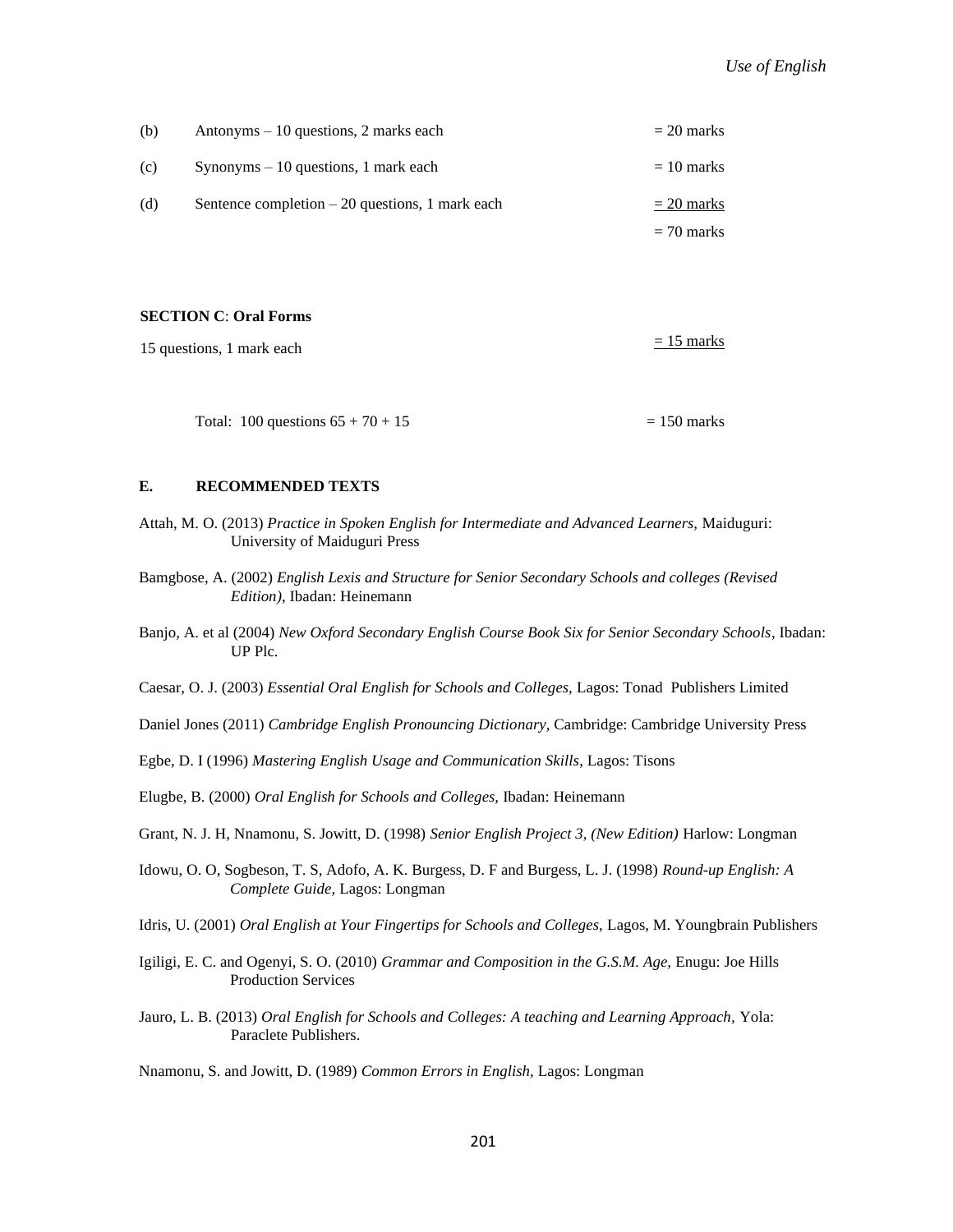| | | |
|---|---|---|
| (b) | Antonyms – 10 questions, 2 marks each | = 20 marks |
| (c) | Synonyms – 10 questions, 1 mark each | = 10 marks |
| (d) | Sentence completion – 20 questions, 1 mark each | = 20 marks |
| | | = 70 marks |

**SECTION C**: **Oral Forms**

| | |
|---|---|
| 15 questions, 1 mark each | = 15 marks |

| | |
|---|---|
| Total: 100 questions 65 + 70 + 15 | = 150 marks |

## E. RECOMMENDED TEXTS

Attah, M. O. (2013) *Practice in Spoken English for Intermediate and Advanced Learners,* Maiduguri: University of Maiduguri Press

Bamgbose, A. (2002) *English Lexis and Structure for Senior Secondary Schools and colleges (Revised Edition)*, Ibadan: Heinemann

Banjo, A. et al (2004) *New Oxford Secondary English Course Book Six for Senior Secondary Schools*, Ibadan: UP Plc.

Caesar, O. J. (2003) *Essential Oral English for Schools and Colleges,* Lagos: Tonad Publishers Limited

Daniel Jones (2011) *Cambridge English Pronouncing Dictionary,* Cambridge: Cambridge University Press

Egbe, D. I (1996) *Mastering English Usage and Communication Skills*, Lagos: Tisons

Elugbe, B. (2000) *Oral English for Schools and Colleges,* Ibadan: Heinemann

Grant, N. J. H, Nnamonu, S. Jowitt, D. (1998) *Senior English Project 3, (New Edition)* Harlow: Longman

Idowu, O. O, Sogbeson, T. S, Adofo, A. K. Burgess, D. F and Burgess, L. J. (1998) *Round-up English: A Complete Guide,* Lagos: Longman

Idris, U. (2001) *Oral English at Your Fingertips for Schools and Colleges*, Lagos, M. Youngbrain Publishers

Igiligi, E. C. and Ogenyi, S. O. (2010) *Grammar and Composition in the G.S.M. Age*, Enugu: Joe Hills Production Services

Jauro, L. B. (2013) *Oral English for Schools and Colleges: A teaching and Learning Approach,* Yola: Paraclete Publishers.

Nnamonu, S. and Jowitt, D. (1989) *Common Errors in English,* Lagos: Longman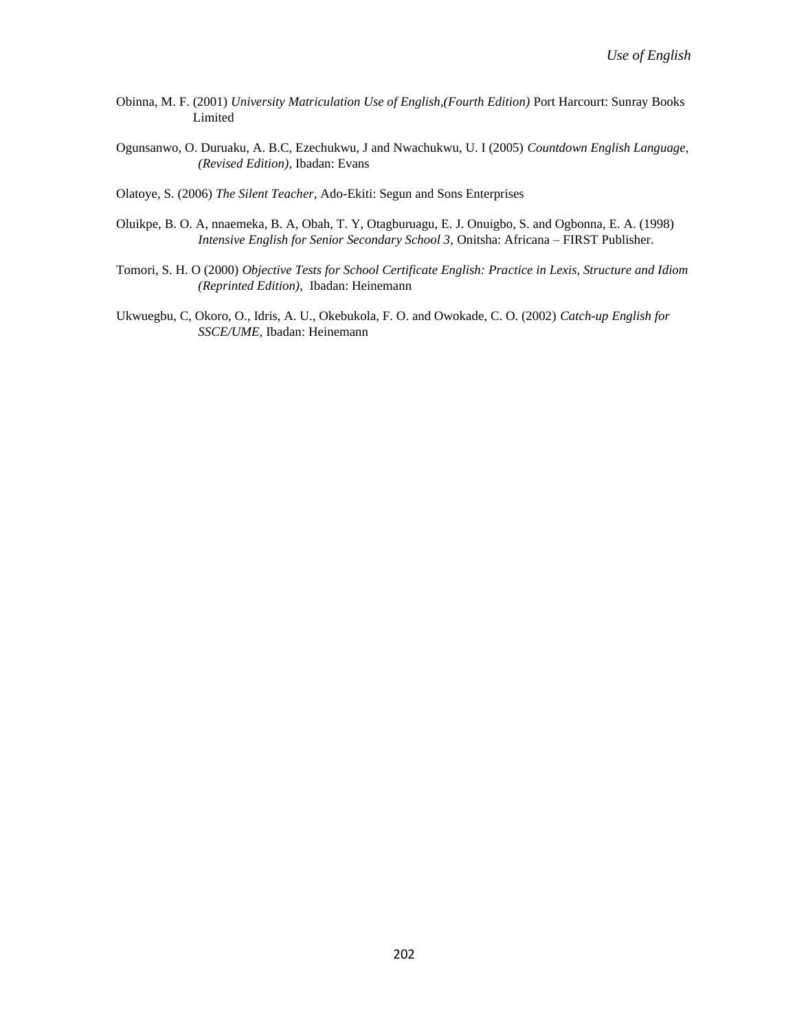Obinna, M. F. (2001) *University Matriculation Use of English,(Fourth Edition)* Port Harcourt: Sunray Books Limited

Ogunsanwo, O. Duruaku, A. B.C, Ezechukwu, J and Nwachukwu, U. I (2005) *Countdown English Language, (Revised Edition)*, Ibadan: Evans

Olatoye, S. (2006) *The Silent Teacher,* Ado-Ekiti: Segun and Sons Enterprises

Oluikpe, B. O. A, nnaemeka, B. A, Obah, T. Y, Otagburuagu, E. J. Onuigbo, S. and Ogbonna, E. A. (1998) *Intensive English for Senior Secondary School 3,* Onitsha: Africana – FIRST Publisher.

Tomori, S. H. O (2000) *Objective Tests for School Certificate English: Practice in Lexis, Structure and Idiom (Reprinted Edition)*, Ibadan: Heinemann

Ukwuegbu, C, Okoro, O., Idris, A. U., Okebukola, F. O. and Owokade, C. O. (2002) *Catch-up English for SSCE/UME,* Ibadan: Heinemann